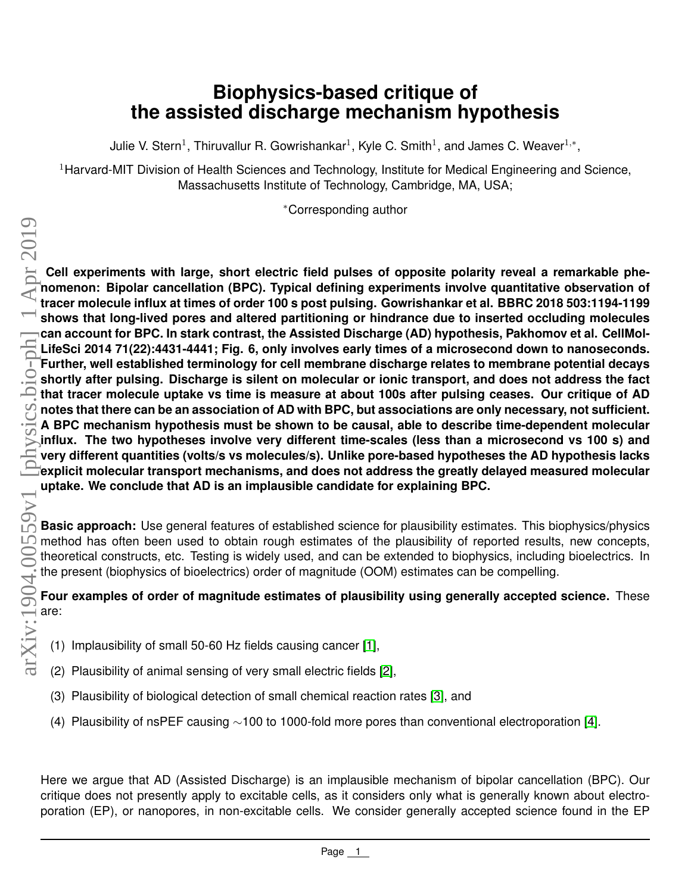# Biophysics-based critique of the assisted discharge mechanism hypothesis

Julie V. Stern[1], Thiruvallur R. Gowrishankar[1], Kyle C. Smith[1], and James C. Weaver[1,*],

[1]Harvard-MIT Division of Health Sciences and Technology, Institute for Medical Engineering and Science, Massachusetts Institute of Technology, Cambridge, MA, USA;

[*]Corresponding author

**Cell experiments with large, short electric field pulses of opposite polarity reveal a remarkable phenomenon: Bipolar cancellation (BPC). Typical defining experiments involve quantitative observation of tracer molecule influx at times of order 100 s post pulsing. Gowrishankar et al. BBRC 2018 503:1194-1199 shows that long-lived pores and altered partitioning or hindrance due to inserted occluding molecules can account for BPC. In stark contrast, the Assisted Discharge (AD) hypothesis, Pakhomov et al. CellMolLifeSci 2014 71(22):4431-4441; Fig. 6, only involves early times of a microsecond down to nanoseconds. Further, well established terminology for cell membrane discharge relates to membrane potential decays shortly after pulsing. Discharge is silent on molecular or ionic transport, and does not address the fact that tracer molecule uptake vs time is measure at about 100s after pulsing ceases. Our critique of AD notes that there can be an association of AD with BPC, but associations are only necessary, not sufficient. A BPC mechanism hypothesis must be shown to be causal, able to describe time-dependent molecular influx. The two hypotheses involve very different time-scales (less than a microsecond vs 100 s) and very different quantities (volts/s vs molecules/s). Unlike pore-based hypotheses the AD hypothesis lacks explicit molecular transport mechanisms, and does not address the greatly delayed measured molecular uptake. We conclude that AD is an implausible candidate for explaining BPC.**

**Basic approach:** Use general features of established science for plausibility estimates. This biophysics/physics method has often been used to obtain rough estimates of the plausibility of reported results, new concepts, theoretical constructs, etc. Testing is widely used, and can be extended to biophysics, including bioelectrics. In the present (biophysics of bioelectrics) order of magnitude (OOM) estimates can be compelling.

**Four examples of order of magnitude estimates of plausibility using generally accepted science.** These are:

(1) Implausibility of small 50-60 Hz fields causing cancer [1],

(2) Plausibility of animal sensing of very small electric fields [2],

(3) Plausibility of biological detection of small chemical reaction rates [3], and

(4) Plausibility of nsPEF causing $\sim$100 to 1000-fold more pores than conventional electroporation [4].

Here we argue that AD (Assisted Discharge) is an implausible mechanism of bipolar cancellation (BPC). Our critique does not presently apply to excitable cells, as it considers only what is generally known about electroporation (EP), or nanopores, in non-excitable cells. We consider generally accepted science found in the EP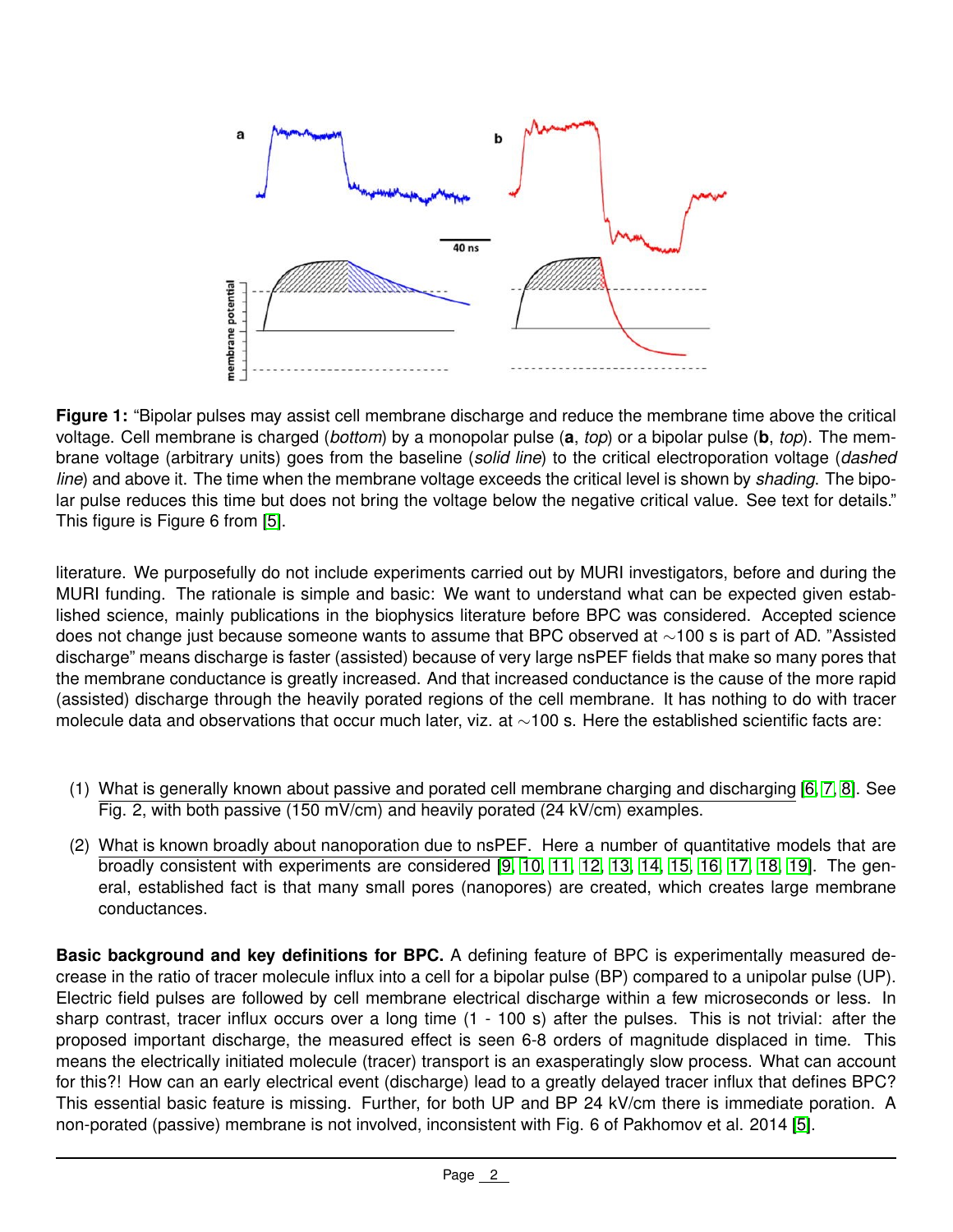**Figure 1:** "Bipolar pulses may assist cell membrane discharge and reduce the membrane time above the critical voltage. Cell membrane is charged (*bottom*) by a monopolar pulse (**a**, *top*) or a bipolar pulse (**b**, *top*). The membrane voltage (arbitrary units) goes from the baseline (*solid line*) to the critical electroporation voltage (*dashed line*) and above it. The time when the membrane voltage exceeds the critical level is shown by *shading*. The bipolar pulse reduces this time but does not bring the voltage below the negative critical value. See text for details." This figure is Figure 6 from [5].

literature. We purposefully do not include experiments carried out by MURI investigators, before and during the MURI funding. The rationale is simple and basic: We want to understand what can be expected given established science, mainly publications in the biophysics literature before BPC was considered. Accepted science does not change just because someone wants to assume that BPC observed at ∼100 s is part of AD. "Assisted discharge" means discharge is faster (assisted) because of very large nsPEF fields that make so many pores that the membrane conductance is greatly increased. And that increased conductance is the cause of the more rapid (assisted) discharge through the heavily porated regions of the cell membrane. It has nothing to do with tracer molecule data and observations that occur much later, viz. at ∼100 s. Here the established scientific facts are:

1. What is generally known about passive and porated cell membrane charging and discharging [6, 7, 8]. See Fig. 2, with both passive (150 mV/cm) and heavily porated (24 kV/cm) examples.
2. What is known broadly about nanoporation due to nsPEF. Here a number of quantitative models that are broadly consistent with experiments are considered [9, 10, 11, 12, 13, 14, 15, 16, 17, 18, 19]. The general, established fact is that many small pores (nanopores) are created, which creates large membrane conductances.

**Basic background and key definitions for BPC.** A defining feature of BPC is experimentally measured decrease in the ratio of tracer molecule influx into a cell for a bipolar pulse (BP) compared to a unipolar pulse (UP). Electric field pulses are followed by cell membrane electrical discharge within a few microseconds or less. In sharp contrast, tracer influx occurs over a long time (1 - 100 s) after the pulses. This is not trivial: after the proposed important discharge, the measured effect is seen 6-8 orders of magnitude displaced in time. This means the electrically initiated molecule (tracer) transport is an exasperatingly slow process. What can account for this?! How can an early electrical event (discharge) lead to a greatly delayed tracer influx that defines BPC? This essential basic feature is missing. Further, for both UP and BP 24 kV/cm there is immediate poration. A non-porated (passive) membrane is not involved, inconsistent with Fig. 6 of Pakhomov et al. 2014 [5].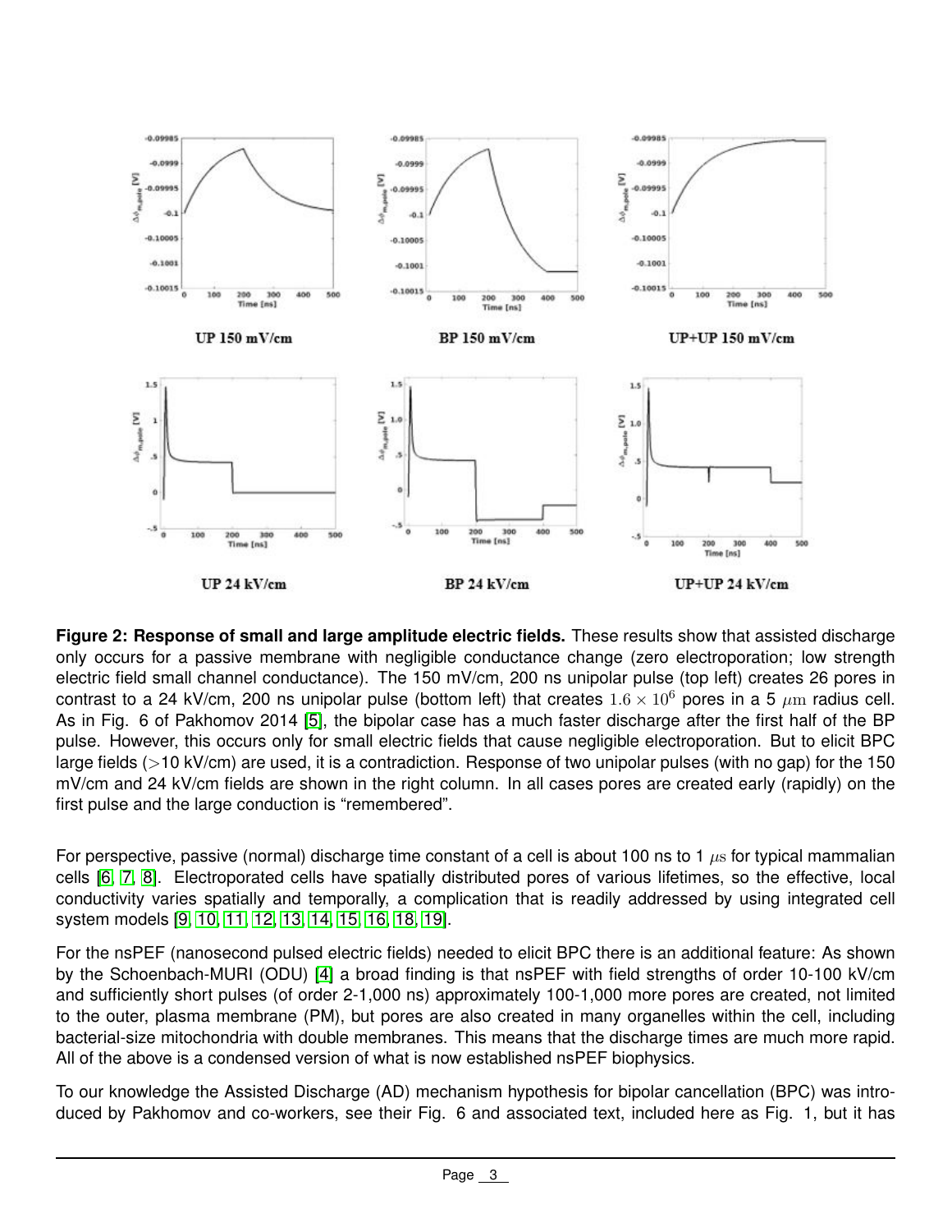UP 150 mV/cm

BP 150 mV/cm

UP+UP 150 mV/cm

UP 24 kV/cm

BP 24 kV/cm

UP+UP 24 kV/cm

**Figure 2: Response of small and large amplitude electric fields.** These results show that assisted discharge only occurs for a passive membrane with negligible conductance change (zero electroporation; low strength electric field small channel conductance). The 150 mV/cm, 200 ns unipolar pulse (top left) creates 26 pores in contrast to a 24 kV/cm, 200 ns unipolar pulse (bottom left) that creates $1.6 \times 10^6$ pores in a 5 $\mu$m radius cell. As in Fig. 6 of Pakhomov 2014 [5], the bipolar case has a much faster discharge after the first half of the BP pulse. However, this occurs only for small electric fields that cause negligible electroporation. But to elicit BPC large fields (>10 kV/cm) are used, it is a contradiction. Response of two unipolar pulses (with no gap) for the 150 mV/cm and 24 kV/cm fields are shown in the right column. In all cases pores are created early (rapidly) on the first pulse and the large conduction is "remembered".

For perspective, passive (normal) discharge time constant of a cell is about 100 ns to 1 $\mu$s for typical mammalian cells [6, 7, 8]. Electroporated cells have spatially distributed pores of various lifetimes, so the effective, local conductivity varies spatially and temporally, a complication that is readily addressed by using integrated cell system models [9, 10, 11, 12, 13, 14, 15, 16, 18, 19].

For the nsPEF (nanosecond pulsed electric fields) needed to elicit BPC there is an additional feature: As shown by the Schoenbach-MURI (ODU) [4] a broad finding is that nsPEF with field strengths of order 10-100 kV/cm and sufficiently short pulses (of order 2-1,000 ns) approximately 100-1,000 more pores are created, not limited to the outer, plasma membrane (PM), but pores are also created in many organelles within the cell, including bacterial-size mitochondria with double membranes. This means that the discharge times are much more rapid. All of the above is a condensed version of what is now established nsPEF biophysics.

To our knowledge the Assisted Discharge (AD) mechanism hypothesis for bipolar cancellation (BPC) was introduced by Pakhomov and co-workers, see their Fig. 6 and associated text, included here as Fig. 1, but it has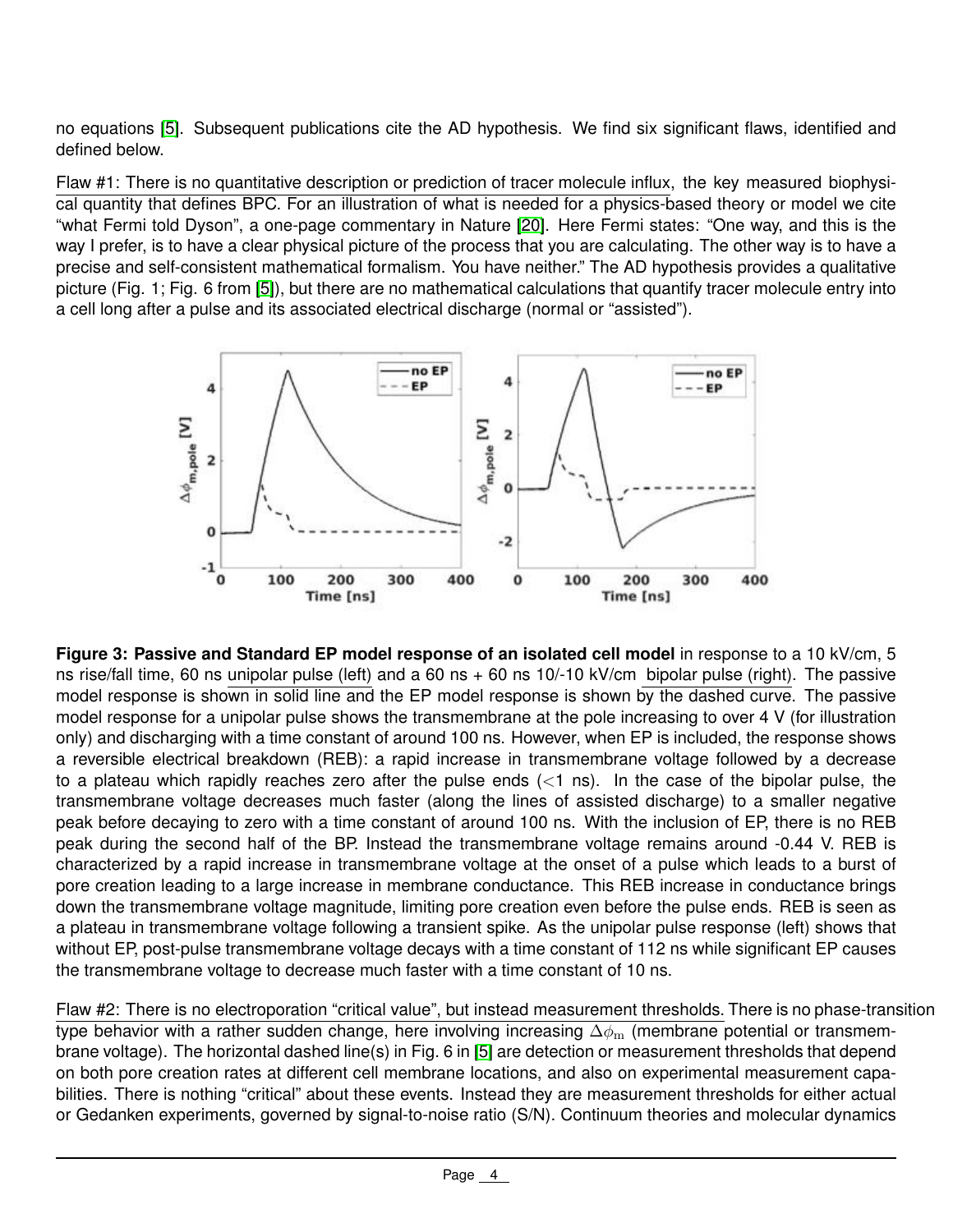no equations [5]. Subsequent publications cite the AD hypothesis. We find six significant flaws, identified and defined below.

Flaw #1: There is no quantitative description or prediction of tracer molecule influx, the key measured biophysical quantity that defines BPC. For an illustration of what is needed for a physics-based theory or model we cite "what Fermi told Dyson", a one-page commentary in Nature [20]. Here Fermi states: "One way, and this is the way I prefer, is to have a clear physical picture of the process that you are calculating. The other way is to have a precise and self-consistent mathematical formalism. You have neither." The AD hypothesis provides a qualitative picture (Fig. 1; Fig. 6 from [5]), but there are no mathematical calculations that quantify tracer molecule entry into a cell long after a pulse and its associated electrical discharge (normal or "assisted").

**Figure 3: Passive and Standard EP model response of an isolated cell model** in response to a 10 kV/cm, 5 ns rise/fall time, 60 ns unipolar pulse (left) and a 60 ns + 60 ns 10/-10 kV/cm bipolar pulse (right). The passive model response is shown in solid line and the EP model response is shown by the dashed curve. The passive model response for a unipolar pulse shows the transmembrane at the pole increasing to over 4 V (for illustration only) and discharging with a time constant of around 100 ns. However, when EP is included, the response shows a reversible electrical breakdown (REB): a rapid increase in transmembrane voltage followed by a decrease to a plateau which rapidly reaches zero after the pulse ends (<1 ns). In the case of the bipolar pulse, the transmembrane voltage decreases much faster (along the lines of assisted discharge) to a smaller negative peak before decaying to zero with a time constant of around 100 ns. With the inclusion of EP, there is no REB peak during the second half of the BP. Instead the transmembrane voltage remains around -0.44 V. REB is characterized by a rapid increase in transmembrane voltage at the onset of a pulse which leads to a burst of pore creation leading to a large increase in membrane conductance. This REB increase in conductance brings down the transmembrane voltage magnitude, limiting pore creation even before the pulse ends. REB is seen as a plateau in transmembrane voltage following a transient spike. As the unipolar pulse response (left) shows that without EP, post-pulse transmembrane voltage decays with a time constant of 112 ns while significant EP causes the transmembrane voltage to decrease much faster with a time constant of 10 ns.

Flaw #2: There is no electroporation "critical value", but instead measurement thresholds. There is no phase-transition type behavior with a rather sudden change, here involving increasing $\Delta\phi_{\mathrm{m}}$ (membrane potential or transmembrane voltage). The horizontal dashed line(s) in Fig. 6 in [5] are detection or measurement thresholds that depend on both pore creation rates at different cell membrane locations, and also on experimental measurement capabilities. There is nothing "critical" about these events. Instead they are measurement thresholds for either actual or Gedanken experiments, governed by signal-to-noise ratio (S/N). Continuum theories and molecular dynamics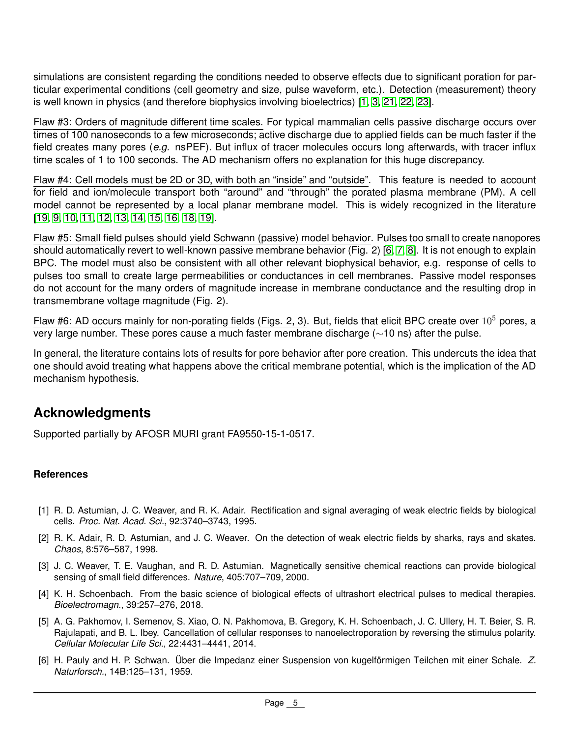simulations are consistent regarding the conditions needed to observe effects due to significant poration for particular experimental conditions (cell geometry and size, pulse waveform, etc.). Detection (measurement) theory is well known in physics (and therefore biophysics involving bioelectrics) [1, 3, 21, 22, 23].

Flaw #3: Orders of magnitude different time scales. For typical mammalian cells passive discharge occurs over times of 100 nanoseconds to a few microseconds; active discharge due to applied fields can be much faster if the field creates many pores (*e.g.* nsPEF). But influx of tracer molecules occurs long afterwards, with tracer influx time scales of 1 to 100 seconds. The AD mechanism offers no explanation for this huge discrepancy.

Flaw #4: Cell models must be 2D or 3D, with both an "inside" and "outside". This feature is needed to account for field and ion/molecule transport both "around" and "through" the porated plasma membrane (PM). A cell model cannot be represented by a local planar membrane model. This is widely recognized in the literature [19, 9, 10, 11, 12, 13, 14, 15, 16, 18, 19].

Flaw #5: Small field pulses should yield Schwann (passive) model behavior. Pulses too small to create nanopores should automatically revert to well-known passive membrane behavior (Fig. 2) [6, 7, 8]. It is not enough to explain BPC. The model must also be consistent with all other relevant biophysical behavior, e.g. response of cells to pulses too small to create large permeabilities or conductances in cell membranes. Passive model responses do not account for the many orders of magnitude increase in membrane conductance and the resulting drop in transmembrane voltage magnitude (Fig. 2).

Flaw #6: AD occurs mainly for non-porating fields (Figs. 2, 3). But, fields that elicit BPC create over $10^5$ pores, a very large number. These pores cause a much faster membrane discharge ($\sim$10 ns) after the pulse.

In general, the literature contains lots of results for pore behavior after pore creation. This undercuts the idea that one should avoid treating what happens above the critical membrane potential, which is the implication of the AD mechanism hypothesis.

## Acknowledgments

Supported partially by AFOSR MURI grant FA9550-15-1-0517.

### References

[1] R. D. Astumian, J. C. Weaver, and R. K. Adair. Rectification and signal averaging of weak electric fields by biological cells. *Proc. Nat. Acad. Sci.*, 92:3740–3743, 1995.

[2] R. K. Adair, R. D. Astumian, and J. C. Weaver. On the detection of weak electric fields by sharks, rays and skates. *Chaos*, 8:576–587, 1998.

[3] J. C. Weaver, T. E. Vaughan, and R. D. Astumian. Magnetically sensitive chemical reactions can provide biological sensing of small field differences. *Nature*, 405:707–709, 2000.

[4] K. H. Schoenbach. From the basic science of biological effects of ultrashort electrical pulses to medical therapies. *Bioelectromagn.*, 39:257–276, 2018.

[5] A. G. Pakhomov, I. Semenov, S. Xiao, O. N. Pakhomova, B. Gregory, K. H. Schoenbach, J. C. Ullery, H. T. Beier, S. R. Rajulapati, and B. L. Ibey. Cancellation of cellular responses to nanoelectroporation by reversing the stimulus polarity. *Cellular Molecular Life Sci.*, 22:4431–4441, 2014.

[6] H. Pauly and H. P. Schwan. Über die Impedanz einer Suspension von kugelförmigen Teilchen mit einer Schale. *Z. Naturforsch.*, 14B:125–131, 1959.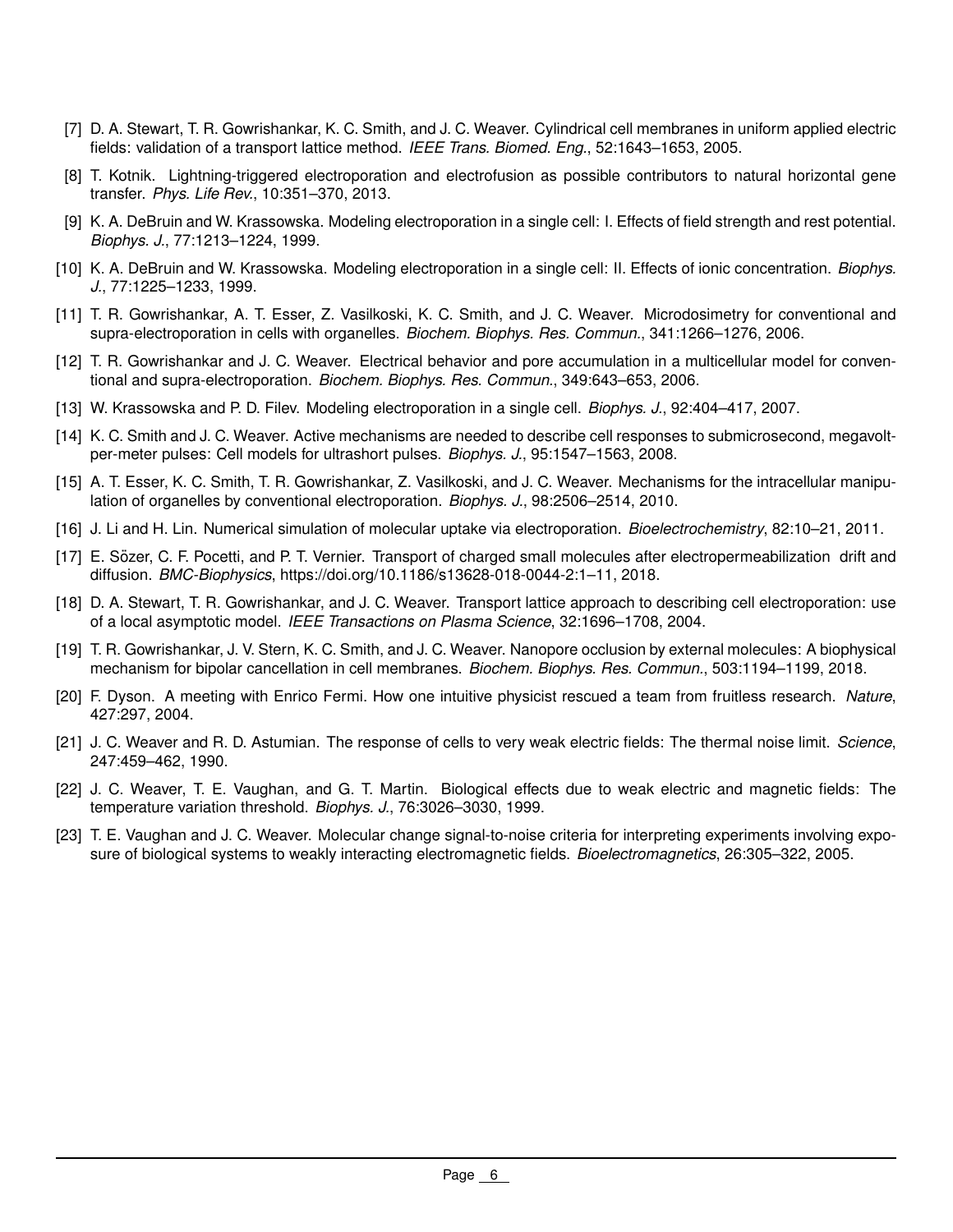[7] D. A. Stewart, T. R. Gowrishankar, K. C. Smith, and J. C. Weaver. Cylindrical cell membranes in uniform applied electric fields: validation of a transport lattice method. *IEEE Trans. Biomed. Eng.*, 52:1643–1653, 2005.

[8] T. Kotnik. Lightning-triggered electroporation and electrofusion as possible contributors to natural horizontal gene transfer. *Phys. Life Rev.*, 10:351–370, 2013.

[9] K. A. DeBruin and W. Krassowska. Modeling electroporation in a single cell: I. Effects of field strength and rest potential. *Biophys. J.*, 77:1213–1224, 1999.

[10] K. A. DeBruin and W. Krassowska. Modeling electroporation in a single cell: II. Effects of ionic concentration. *Biophys. J.*, 77:1225–1233, 1999.

[11] T. R. Gowrishankar, A. T. Esser, Z. Vasilkoski, K. C. Smith, and J. C. Weaver. Microdosimetry for conventional and supra-electroporation in cells with organelles. *Biochem. Biophys. Res. Commun.*, 341:1266–1276, 2006.

[12] T. R. Gowrishankar and J. C. Weaver. Electrical behavior and pore accumulation in a multicellular model for conventional and supra-electroporation. *Biochem. Biophys. Res. Commun.*, 349:643–653, 2006.

[13] W. Krassowska and P. D. Filev. Modeling electroporation in a single cell. *Biophys. J.*, 92:404–417, 2007.

[14] K. C. Smith and J. C. Weaver. Active mechanisms are needed to describe cell responses to submicrosecond, megavolt-per-meter pulses: Cell models for ultrashort pulses. *Biophys. J.*, 95:1547–1563, 2008.

[15] A. T. Esser, K. C. Smith, T. R. Gowrishankar, Z. Vasilkoski, and J. C. Weaver. Mechanisms for the intracellular manipulation of organelles by conventional electroporation. *Biophys. J.*, 98:2506–2514, 2010.

[16] J. Li and H. Lin. Numerical simulation of molecular uptake via electroporation. *Bioelectrochemistry*, 82:10–21, 2011.

[17] E. Sõzer, C. F. Pocetti, and P. T. Vernier. Transport of charged small molecules after electropermeabilization drift and diffusion. *BMC-Biophysics*, https://doi.org/10.1186/s13628-018-0044-2:1–11, 2018.

[18] D. A. Stewart, T. R. Gowrishankar, and J. C. Weaver. Transport lattice approach to describing cell electroporation: use of a local asymptotic model. *IEEE Transactions on Plasma Science*, 32:1696–1708, 2004.

[19] T. R. Gowrishankar, J. V. Stern, K. C. Smith, and J. C. Weaver. Nanopore occlusion by external molecules: A biophysical mechanism for bipolar cancellation in cell membranes. *Biochem. Biophys. Res. Commun.*, 503:1194–1199, 2018.

[20] F. Dyson. A meeting with Enrico Fermi. How one intuitive physicist rescued a team from fruitless research. *Nature*, 427:297, 2004.

[21] J. C. Weaver and R. D. Astumian. The response of cells to very weak electric fields: The thermal noise limit. *Science*, 247:459–462, 1990.

[22] J. C. Weaver, T. E. Vaughan, and G. T. Martin. Biological effects due to weak electric and magnetic fields: The temperature variation threshold. *Biophys. J.*, 76:3026–3030, 1999.

[23] T. E. Vaughan and J. C. Weaver. Molecular change signal-to-noise criteria for interpreting experiments involving exposure of biological systems to weakly interacting electromagnetic fields. *Bioelectromagnetics*, 26:305–322, 2005.